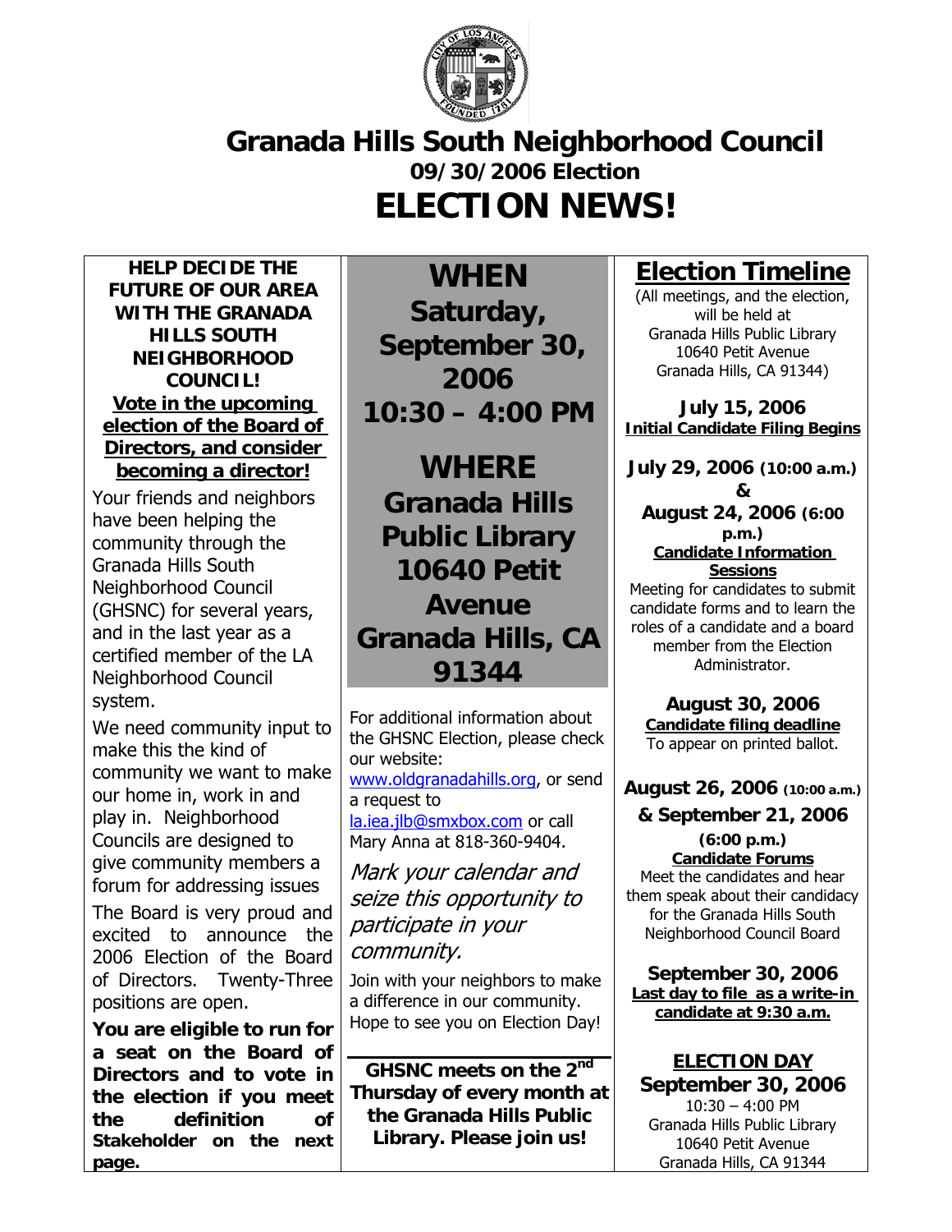# Granada Hills South Neighborhood Council

## 09/30/2006 Election

# ELECTION NEWS!

**HELP DECIDE THE FUTURE OF OUR AREA WITH THE GRANADA HILLS SOUTH NEIGHBORHOOD COUNCIL!**

**Vote in the upcoming election of the Board of Directors, and consider becoming a director!**

Your friends and neighbors have been helping the community through the Granada Hills South Neighborhood Council (GHSNC) for several years, and in the last year as a certified member of the LA Neighborhood Council system.

We need community input to make this the kind of community we want to make our home in, work in and play in. Neighborhood Councils are designed to give community members a forum for addressing issues

The Board is very proud and excited to announce the 2006 Election of the Board of Directors. Twenty-Three positions are open.

**You are eligible to run for a seat on the Board of Directors and to vote in the election if you meet the definition of Stakeholder on the next page.**

## WHEN

**Saturday, September 30, 2006**

**10:30 – 4:00 PM**

## WHERE

**Granada Hills Public Library**
**10640 Petit Avenue**
**Granada Hills, CA 91344**

For additional information about the GHSNC Election, please check our website: www.oldgranadahills.org, or send a request to la.iea.jlb@smxbox.com or call Mary Anna at 818-360-9404.

*Mark your calendar and seize this opportunity to participate in your community.*

Join with your neighbors to make a difference in our community. Hope to see you on Election Day!

**GHSNC meets on the 2nd Thursday of every month at the Granada Hills Public Library. Please join us!**

## Election Timeline

(All meetings, and the election, will be held at Granada Hills Public Library 10640 Petit Avenue Granada Hills, CA 91344)

**July 15, 2006**
**Initial Candidate Filing Begins**

**July 29, 2006 (10:00 a.m.) & August 24, 2006 (6:00 p.m.)**
**Candidate Information Sessions**
Meeting for candidates to submit candidate forms and to learn the roles of a candidate and a board member from the Election Administrator.

**August 30, 2006**
**Candidate filing deadline**
To appear on printed ballot.

**August 26, 2006 (10:00 a.m.) & September 21, 2006 (6:00 p.m.)**
**Candidate Forums**
Meet the candidates and hear them speak about their candidacy for the Granada Hills South Neighborhood Council Board

**September 30, 2006**
**Last day to file as a write-in candidate at 9:30 a.m.**

**ELECTION DAY**
**September 30, 2006**
10:30 – 4:00 PM
Granada Hills Public Library
10640 Petit Avenue
Granada Hills, CA 91344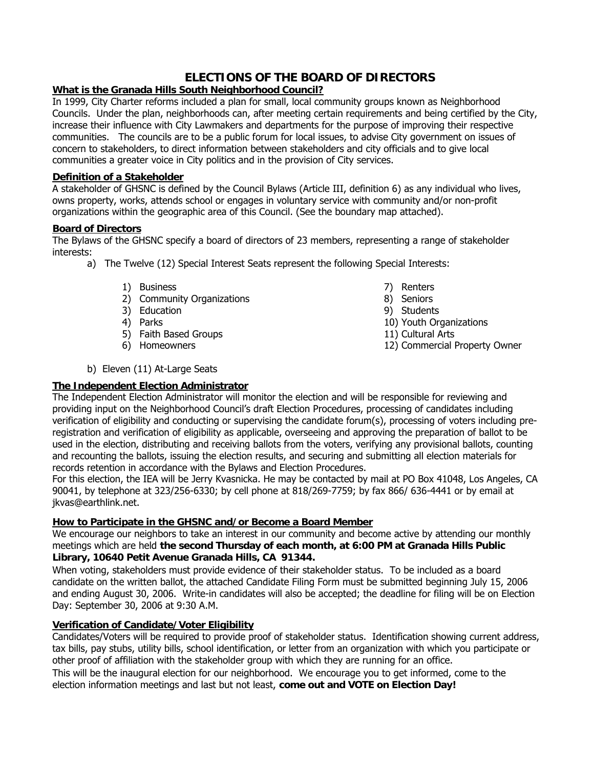# ELECTIONS OF THE BOARD OF DIRECTORS

## What is the Granada Hills South Neighborhood Council?

In 1999, City Charter reforms included a plan for small, local community groups known as Neighborhood Councils. Under the plan, neighborhoods can, after meeting certain requirements and being certified by the City, increase their influence with City Lawmakers and departments for the purpose of improving their respective communities. The councils are to be a public forum for local issues, to advise City government on issues of concern to stakeholders, to direct information between stakeholders and city officials and to give local communities a greater voice in City politics and in the provision of City services.

## Definition of a Stakeholder

A stakeholder of GHSNC is defined by the Council Bylaws (Article III, definition 6) as any individual who lives, owns property, works, attends school or engages in voluntary service with community and/or non-profit organizations within the geographic area of this Council. (See the boundary map attached).

## Board of Directors

The Bylaws of the GHSNC specify a board of directors of 23 members, representing a range of stakeholder interests:

a) The Twelve (12) Special Interest Seats represent the following Special Interests:

1) Business
2) Community Organizations
3) Education
4) Parks
5) Faith Based Groups
6) Homeowners
7) Renters
8) Seniors
9) Students
10) Youth Organizations
11) Cultural Arts
12) Commercial Property Owner

b) Eleven (11) At-Large Seats

## The Independent Election Administrator

The Independent Election Administrator will monitor the election and will be responsible for reviewing and providing input on the Neighborhood Council's draft Election Procedures, processing of candidates including verification of eligibility and conducting or supervising the candidate forum(s), processing of voters including pre-registration and verification of eligibility as applicable, overseeing and approving the preparation of ballot to be used in the election, distributing and receiving ballots from the voters, verifying any provisional ballots, counting and recounting the ballots, issuing the election results, and securing and submitting all election materials for records retention in accordance with the Bylaws and Election Procedures.

For this election, the IEA will be Jerry Kvasnicka. He may be contacted by mail at PO Box 41048, Los Angeles, CA 90041, by telephone at 323/256-6330; by cell phone at 818/269-7759; by fax 866/ 636-4441 or by email at jkvas@earthlink.net.

## How to Participate in the GHSNC and/or Become a Board Member

We encourage our neighbors to take an interest in our community and become active by attending our monthly meetings which are held **the second Thursday of each month, at 6:00 PM at Granada Hills Public Library, 10640 Petit Avenue Granada Hills, CA 91344.**

When voting, stakeholders must provide evidence of their stakeholder status. To be included as a board candidate on the written ballot, the attached Candidate Filing Form must be submitted beginning July 15, 2006 and ending August 30, 2006. Write-in candidates will also be accepted; the deadline for filing will be on Election Day: September 30, 2006 at 9:30 A.M.

## Verification of Candidate/Voter Eligibility

Candidates/Voters will be required to provide proof of stakeholder status. Identification showing current address, tax bills, pay stubs, utility bills, school identification, or letter from an organization with which you participate or other proof of affiliation with the stakeholder group with which they are running for an office.

This will be the inaugural election for our neighborhood. We encourage you to get informed, come to the election information meetings and last but not least, **come out and VOTE on Election Day!**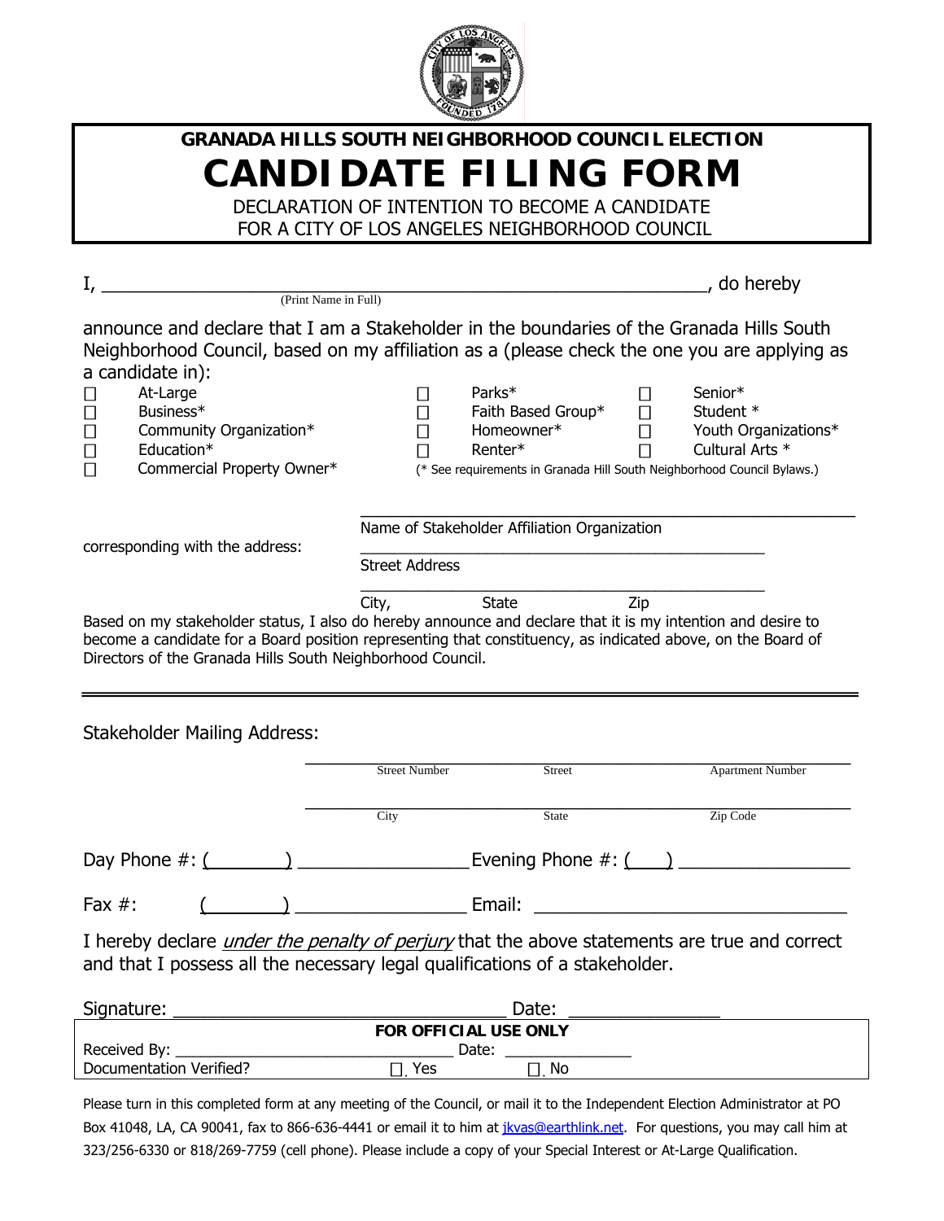# GRANADA HILLS SOUTH NEIGHBORHOOD COUNCIL ELECTION

# CANDIDATE FILING FORM

DECLARATION OF INTENTION TO BECOME A CANDIDATE
FOR A CITY OF LOS ANGELES NEIGHBORHOOD COUNCIL

I, ____________________________________________________________, do hereby
(Print Name in Full)

announce and declare that I am a Stakeholder in the boundaries of the Granada Hills South Neighborhood Council, based on my affiliation as a (please check the one you are applying as a candidate in):

| | | |
|---|---|---|
| ☐ At-Large | ☐ Parks* | ☐ Senior* |
| ☐ Business* | ☐ Faith Based Group* | ☐ Student * |
| ☐ Community Organization* | ☐ Homeowner* | ☐ Youth Organizations* |
| ☐ Education* | ☐ Renter* | ☐ Cultural Arts * |
| ☐ Commercial Property Owner* | (* See requirements in Granada Hill South Neighborhood Council Bylaws.) | |

_____________________________________________
Name of Stakeholder Affiliation Organization

corresponding with the address: _____________________________________________
Street Address

_____________________________________________
City, State Zip

Based on my stakeholder status, I also do hereby announce and declare that it is my intention and desire to become a candidate for a Board position representing that constituency, as indicated above, on the Board of Directors of the Granada Hills South Neighborhood Council.

---

Stakeholder Mailing Address:

_____________________________________________
Street Number Street Apartment Number

_____________________________________________
City State Zip Code

Day Phone #: (_______) _________________ Evening Phone #: (___) _________________

Fax #: (_______) _________________ Email: _______________________________

I hereby declare *under the penalty of perjury* that the above statements are true and correct and that I possess all the necessary legal qualifications of a stakeholder.

Signature: _________________________________ Date: _______________

**FOR OFFICIAL USE ONLY**

Received By: _______________________________ Date: _______________

Documentation Verified? ☐ Yes ☐ No

Please turn in this completed form at any meeting of the Council, or mail it to the Independent Election Administrator at PO Box 41048, LA, CA 90041, fax to 866-636-4441 or email it to him at jkvas@earthlink.net. For questions, you may call him at 323/256-6330 or 818/269-7759 (cell phone). Please include a copy of your Special Interest or At-Large Qualification.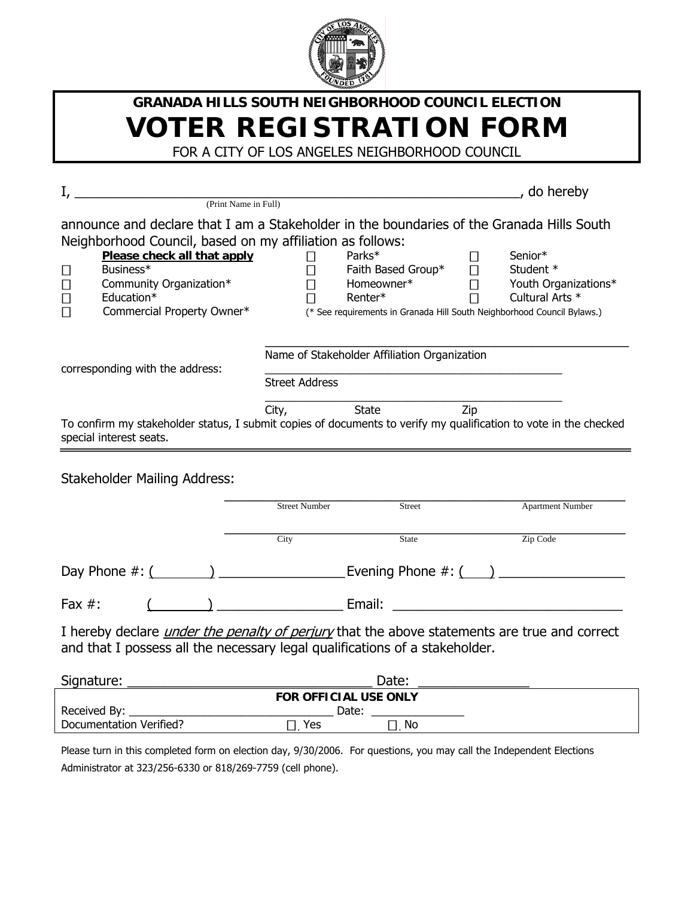# GRANADA HILLS SOUTH NEIGHBORHOOD COUNCIL ELECTION

# VOTER REGISTRATION FORM

FOR A CITY OF LOS ANGELES NEIGHBORHOOD COUNCIL

I, ____________________________________________________________, do hereby
(Print Name in Full)

announce and declare that I am a Stakeholder in the boundaries of the Granada Hills South Neighborhood Council, based on my affiliation as follows:

**Please check all that apply**

- ☐ Business*
- ☐ Community Organization*
- ☐ Education*
- ☐ Commercial Property Owner*
- ☐ Parks*
- ☐ Faith Based Group*
- ☐ Homeowner*
- ☐ Renter*
- ☐ Senior*
- ☐ Student *
- ☐ Youth Organizations*
- ☐ Cultural Arts *

(* See requirements in Granada Hill South Neighborhood Council Bylaws.)

corresponding with the address:

______________________________________________
Name of Stakeholder Affiliation Organization

______________________________________________
Street Address

______________________________________________
City, State Zip

To confirm my stakeholder status, I submit copies of documents to verify my qualification to vote in the checked special interest seats.

---

Stakeholder Mailing Address:

______________________________________________
Street Number Street Apartment Number

______________________________________________
City State Zip Code

Day Phone #: (________) ________________ Evening Phone #: (____) ________________

Fax #: (________) ________________ Email: ______________________________

I hereby declare *under the penalty of perjury* that the above statements are true and correct and that I possess all the necessary legal qualifications of a stakeholder.

Signature: ________________________________ Date: _______________

| FOR OFFICIAL USE ONLY | | |
|---|---|---|
| Received By: ______________________________ | Date: ______________ | |
| Documentation Verified? | ☐ Yes | ☐ No |

Please turn in this completed form on election day, 9/30/2006. For questions, you may call the Independent Elections Administrator at 323/256-6330 or 818/269-7759 (cell phone).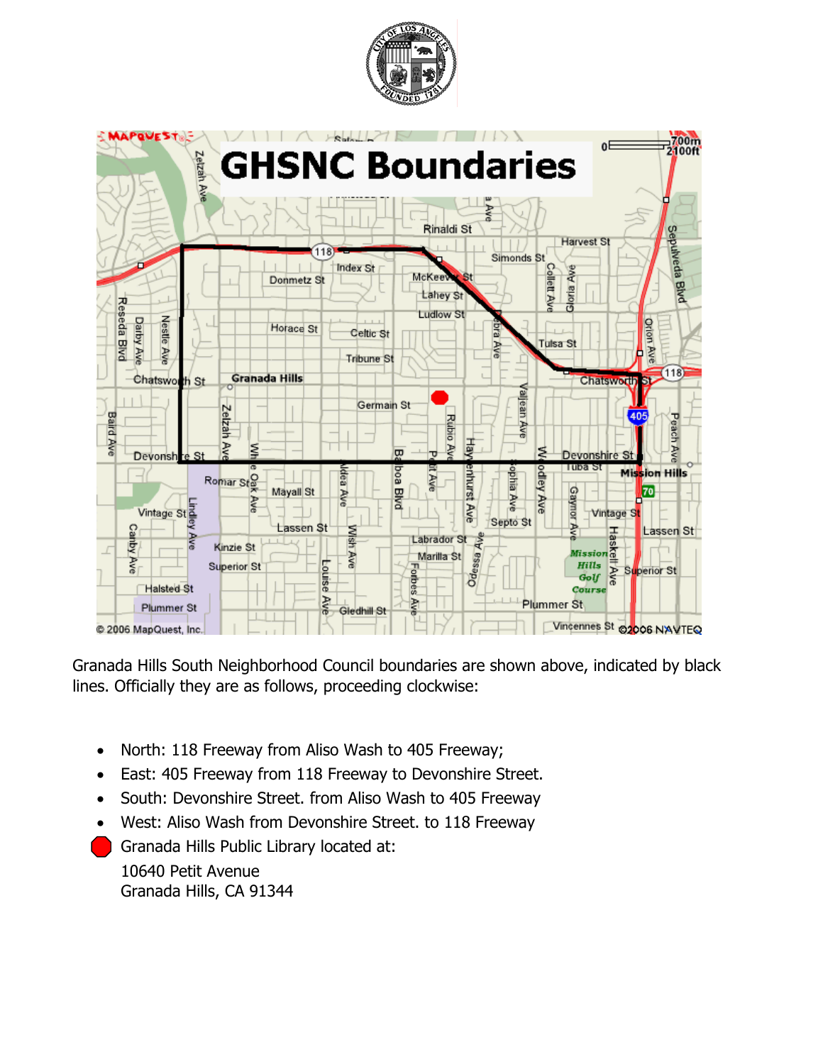# GHSNC Boundaries

Granada Hills South Neighborhood Council boundaries are shown above, indicated by black lines. Officially they are as follows, proceeding clockwise:

- North: 118 Freeway from Aliso Wash to 405 Freeway;
- East: 405 Freeway from 118 Freeway to Devonshire Street.
- South: Devonshire Street. from Aliso Wash to 405 Freeway
- West: Aliso Wash from Devonshire Street. to 118 Freeway

Granada Hills Public Library located at:
10640 Petit Avenue
Granada Hills, CA 91344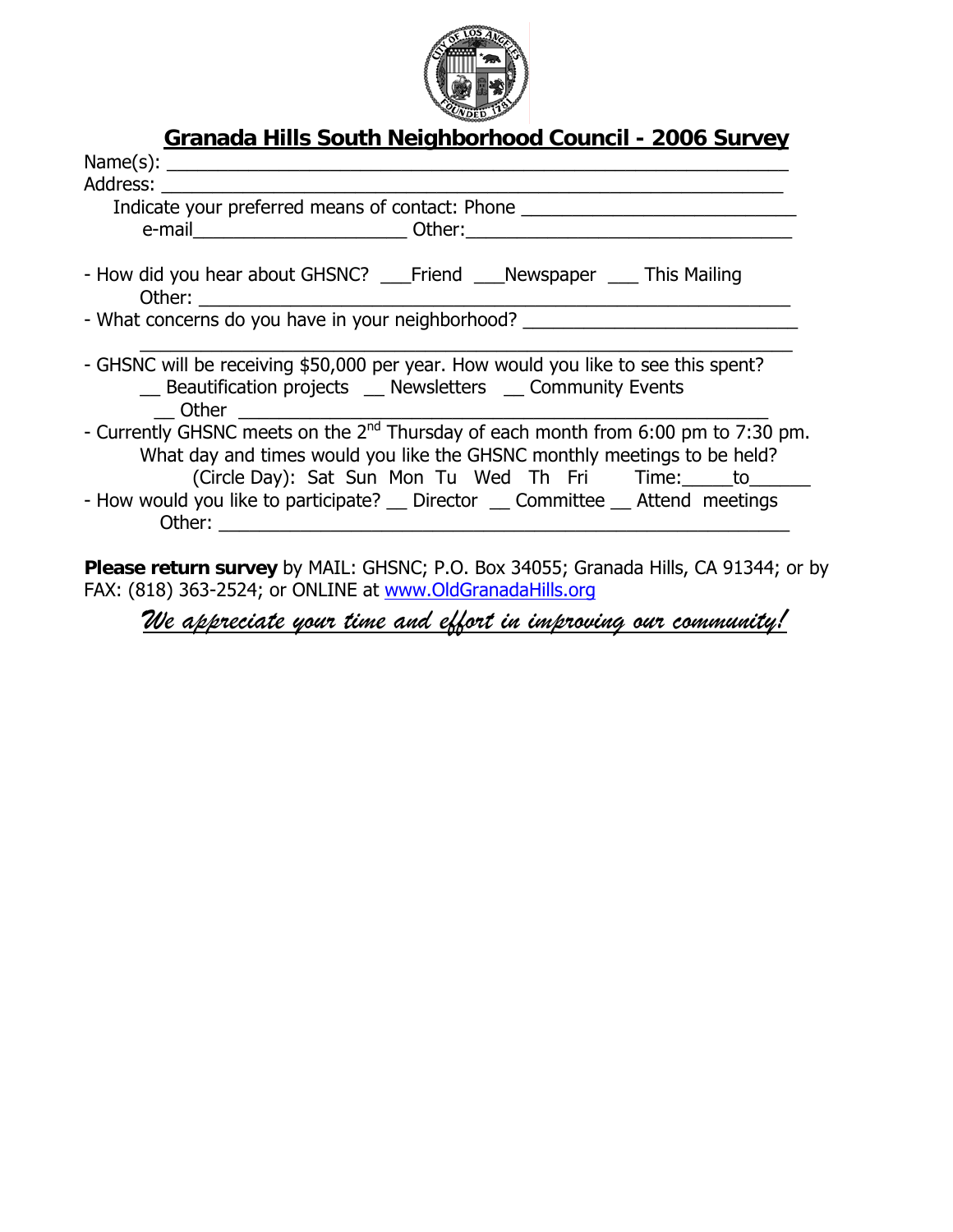# Granada Hills South Neighborhood Council - 2006 Survey

Name(s): ____________________________________________________________

Address: ____________________________________________________________

Indicate your preferred means of contact: Phone __________________________

e-mail____________________ Other:______________________________

- How did you hear about GHSNC? ___Friend ___Newspaper ___ This Mailing
  Other: ____________________________________________________________
- What concerns do you have in your neighborhood? __________________________
  ____________________________________________________________
- GHSNC will be receiving $50,000 per year. How would you like to see this spent?
  __ Beautification projects __ Newsletters __ Community Events
  __ Other ____________________________________________________
- Currently GHSNC meets on the 2nd Thursday of each month from 6:00 pm to 7:30 pm.
  What day and times would you like the GHSNC monthly meetings to be held?
  (Circle Day): Sat Sun Mon Tu Wed Th Fri Time:_____to______
- How would you like to participate? __ Director __ Committee __ Attend meetings
  Other: ____________________________________________________________

**Please return survey** by MAIL: GHSNC; P.O. Box 34055; Granada Hills, CA 91344; or by FAX: (818) 363-2524; or ONLINE at www.OldGranadaHills.org

*We appreciate your time and effort in improving our community!*